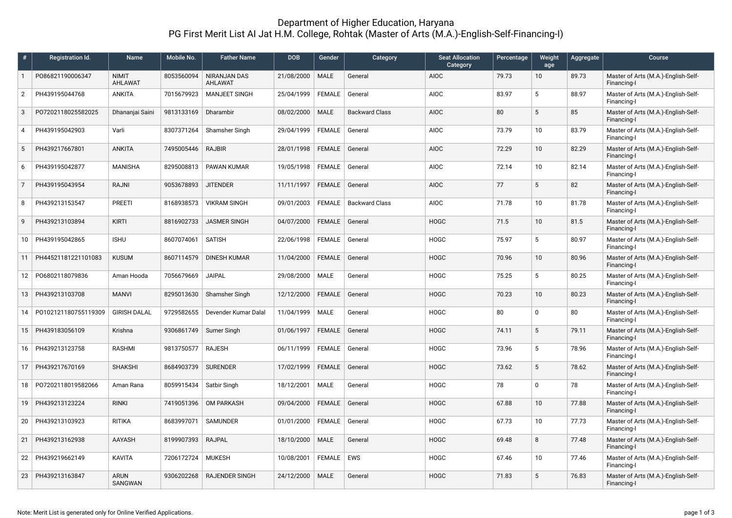# Department of Higher Education, Haryana

## PG First Merit List AI Jat H.M. College, Rohtak (Master of Arts (M.A.)-English-Self-Financing-I)

| # | Registration Id. | Name | Mobile No. | Father Name | DOB | Gender | Category | Seat Allocation Category | Percentage | Weight age | Aggregate | Course |
|---|---|---|---|---|---|---|---|---|---|---|---|---|
| 1 | PO86821190006347 | NIMIT AHLAWAT | 8053560094 | NIRANJAN DAS AHLAWAT | 21/08/2000 | MALE | General | AIOC | 79.73 | 10 | 89.73 | Master of Arts (M.A.)-English-Self-Financing-I |
| 2 | PH439195044768 | ANKITA | 7015679923 | MANJEET SINGH | 25/04/1999 | FEMALE | General | AIOC | 83.97 | 5 | 88.97 | Master of Arts (M.A.)-English-Self-Financing-I |
| 3 | PO7202118025582025 | Dhananjai Saini | 9813133169 | Dharambir | 08/02/2000 | MALE | Backward Class | AIOC | 80 | 5 | 85 | Master of Arts (M.A.)-English-Self-Financing-I |
| 4 | PH439195042903 | Varli | 8307371264 | Shamsher Singh | 29/04/1999 | FEMALE | General | AIOC | 73.79 | 10 | 83.79 | Master of Arts (M.A.)-English-Self-Financing-I |
| 5 | PH439217667801 | ANKITA | 7495005446 | RAJBIR | 28/01/1998 | FEMALE | General | AIOC | 72.29 | 10 | 82.29 | Master of Arts (M.A.)-English-Self-Financing-I |
| 6 | PH439195042877 | MANISHA | 8295008813 | PAWAN KUMAR | 19/05/1998 | FEMALE | General | AIOC | 72.14 | 10 | 82.14 | Master of Arts (M.A.)-English-Self-Financing-I |
| 7 | PH439195043954 | RAJNI | 9053678893 | JITENDER | 11/11/1997 | FEMALE | General | AIOC | 77 | 5 | 82 | Master of Arts (M.A.)-English-Self-Financing-I |
| 8 | PH439213153547 | PREETI | 8168938573 | VIKRAM SINGH | 09/01/2003 | FEMALE | Backward Class | AIOC | 71.78 | 10 | 81.78 | Master of Arts (M.A.)-English-Self-Financing-I |
| 9 | PH439213103894 | KIRTI | 8816902733 | JASMER SINGH | 04/07/2000 | FEMALE | General | HOGC | 71.5 | 10 | 81.5 | Master of Arts (M.A.)-English-Self-Financing-I |
| 10 | PH439195042865 | ISHU | 8607074061 | SATISH | 22/06/1998 | FEMALE | General | HOGC | 75.97 | 5 | 80.97 | Master of Arts (M.A.)-English-Self-Financing-I |
| 11 | PH44521181221101083 | KUSUM | 8607114579 | DINESH KUMAR | 11/04/2000 | FEMALE | General | HOGC | 70.96 | 10 | 80.96 | Master of Arts (M.A.)-English-Self-Financing-I |
| 12 | PO6802118079836 | Aman Hooda | 7056679669 | JAIPAL | 29/08/2000 | MALE | General | HOGC | 75.25 | 5 | 80.25 | Master of Arts (M.A.)-English-Self-Financing-I |
| 13 | PH439213103708 | MANVI | 8295013630 | Shamsher Singh | 12/12/2000 | FEMALE | General | HOGC | 70.23 | 10 | 80.23 | Master of Arts (M.A.)-English-Self-Financing-I |
| 14 | PO102121180755119309 | GIRISH DALAL | 9729582655 | Devender Kumar Dalal | 11/04/1999 | MALE | General | HOGC | 80 | 0 | 80 | Master of Arts (M.A.)-English-Self-Financing-I |
| 15 | PH439183056109 | Krishna | 9306861749 | Sumer Singh | 01/06/1997 | FEMALE | General | HOGC | 74.11 | 5 | 79.11 | Master of Arts (M.A.)-English-Self-Financing-I |
| 16 | PH439213123758 | RASHMI | 9813750577 | RAJESH | 06/11/1999 | FEMALE | General | HOGC | 73.96 | 5 | 78.96 | Master of Arts (M.A.)-English-Self-Financing-I |
| 17 | PH439217670169 | SHAKSHI | 8684903739 | SURENDER | 17/02/1999 | FEMALE | General | HOGC | 73.62 | 5 | 78.62 | Master of Arts (M.A.)-English-Self-Financing-I |
| 18 | PO7202118019582066 | Aman Rana | 8059915434 | Satbir Singh | 18/12/2001 | MALE | General | HOGC | 78 | 0 | 78 | Master of Arts (M.A.)-English-Self-Financing-I |
| 19 | PH439213123224 | RINKI | 7419051396 | OM PARKASH | 09/04/2000 | FEMALE | General | HOGC | 67.88 | 10 | 77.88 | Master of Arts (M.A.)-English-Self-Financing-I |
| 20 | PH439213103923 | RITIKA | 8683997071 | SAMUNDER | 01/01/2000 | FEMALE | General | HOGC | 67.73 | 10 | 77.73 | Master of Arts (M.A.)-English-Self-Financing-I |
| 21 | PH439213162938 | AAYASH | 8199907393 | RAJPAL | 18/10/2000 | MALE | General | HOGC | 69.48 | 8 | 77.48 | Master of Arts (M.A.)-English-Self-Financing-I |
| 22 | PH439219662149 | KAVITA | 7206172724 | MUKESH | 10/08/2001 | FEMALE | EWS | HOGC | 67.46 | 10 | 77.46 | Master of Arts (M.A.)-English-Self-Financing-I |
| 23 | PH439213163847 | ARUN SANGWAN | 9306202268 | RAJENDER SINGH | 24/12/2000 | MALE | General | HOGC | 71.83 | 5 | 76.83 | Master of Arts (M.A.)-English-Self-Financing-I |

Note: Merit List is generated only for Online Verified Applications.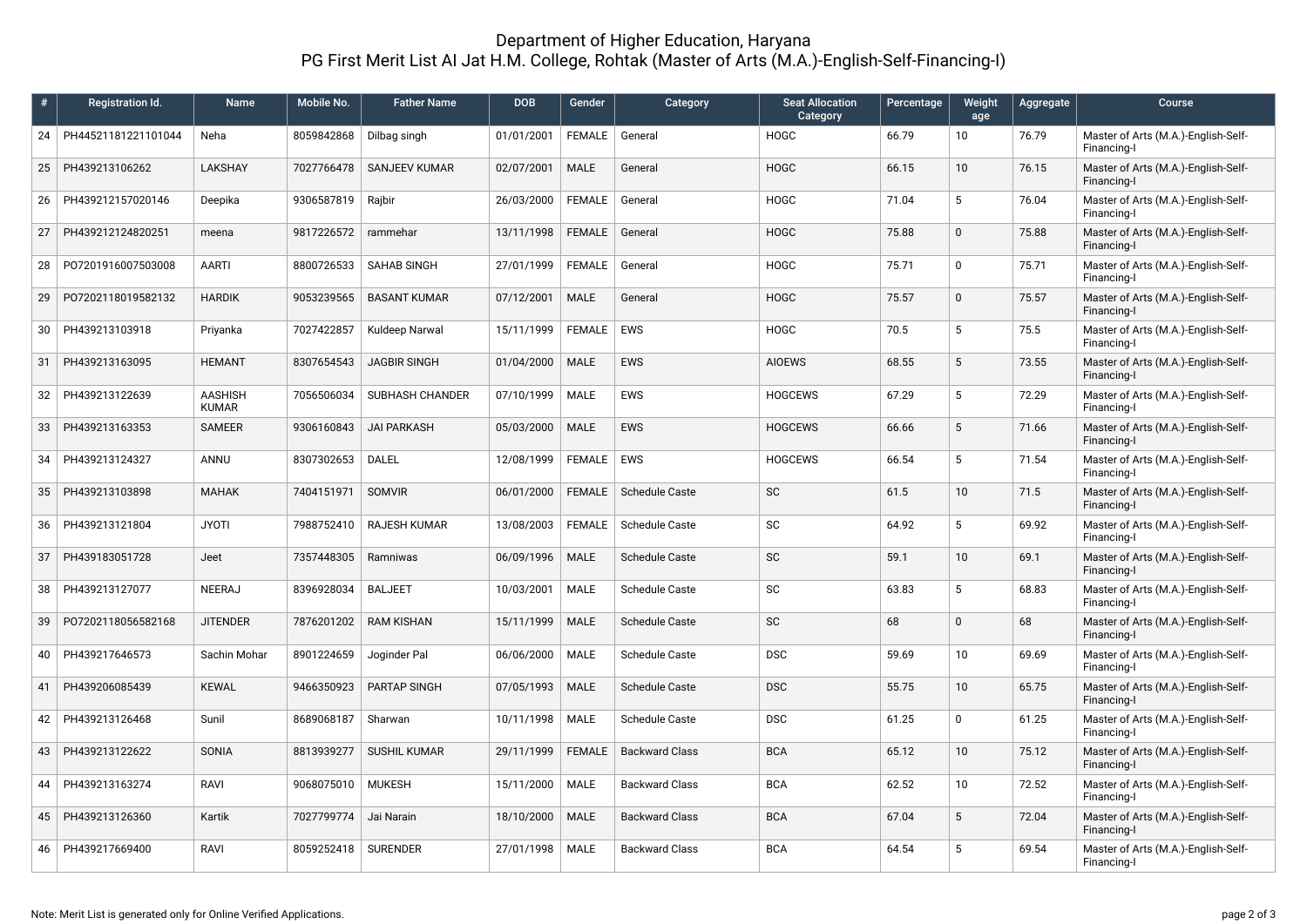# Department of Higher Education, Haryana
## PG First Merit List AI Jat H.M. College, Rohtak (Master of Arts (M.A.)-English-Self-Financing-I)

| # | Registration Id. | Name | Mobile No. | Father Name | DOB | Gender | Category | Seat Allocation Category | Percentage | Weight age | Aggregate | Course |
|---|---|---|---|---|---|---|---|---|---|---|---|---|
| 24 | PH44521181221101044 | Neha | 8059842868 | Dilbag singh | 01/01/2001 | FEMALE | General | HOGC | 66.79 | 10 | 76.79 | Master of Arts (M.A.)-English-Self-Financing-I |
| 25 | PH439213106262 | LAKSHAY | 7027766478 | SANJEEV KUMAR | 02/07/2001 | MALE | General | HOGC | 66.15 | 10 | 76.15 | Master of Arts (M.A.)-English-Self-Financing-I |
| 26 | PH439212157020146 | Deepika | 9306587819 | Rajbir | 26/03/2000 | FEMALE | General | HOGC | 71.04 | 5 | 76.04 | Master of Arts (M.A.)-English-Self-Financing-I |
| 27 | PH439212124820251 | meena | 9817226572 | rammehar | 13/11/1998 | FEMALE | General | HOGC | 75.88 | 0 | 75.88 | Master of Arts (M.A.)-English-Self-Financing-I |
| 28 | PO7201916007503008 | AARTI | 8800726533 | SAHAB SINGH | 27/01/1999 | FEMALE | General | HOGC | 75.71 | 0 | 75.71 | Master of Arts (M.A.)-English-Self-Financing-I |
| 29 | PO7202118019582132 | HARDIK | 9053239565 | BASANT KUMAR | 07/12/2001 | MALE | General | HOGC | 75.57 | 0 | 75.57 | Master of Arts (M.A.)-English-Self-Financing-I |
| 30 | PH439213103918 | Priyanka | 7027422857 | Kuldeep Narwal | 15/11/1999 | FEMALE | EWS | HOGC | 70.5 | 5 | 75.5 | Master of Arts (M.A.)-English-Self-Financing-I |
| 31 | PH439213163095 | HEMANT | 8307654543 | JAGBIR SINGH | 01/04/2000 | MALE | EWS | AIOEWS | 68.55 | 5 | 73.55 | Master of Arts (M.A.)-English-Self-Financing-I |
| 32 | PH439213122639 | AASHISH KUMAR | 7056506034 | SUBHASH CHANDER | 07/10/1999 | MALE | EWS | HOGCEWS | 67.29 | 5 | 72.29 | Master of Arts (M.A.)-English-Self-Financing-I |
| 33 | PH439213163353 | SAMEER | 9306160843 | JAI PARKASH | 05/03/2000 | MALE | EWS | HOGCEWS | 66.66 | 5 | 71.66 | Master of Arts (M.A.)-English-Self-Financing-I |
| 34 | PH439213124327 | ANNU | 8307302653 | DALEL | 12/08/1999 | FEMALE | EWS | HOGCEWS | 66.54 | 5 | 71.54 | Master of Arts (M.A.)-English-Self-Financing-I |
| 35 | PH439213103898 | MAHAK | 7404151971 | SOMVIR | 06/01/2000 | FEMALE | Schedule Caste | SC | 61.5 | 10 | 71.5 | Master of Arts (M.A.)-English-Self-Financing-I |
| 36 | PH439213121804 | JYOTI | 7988752410 | RAJESH KUMAR | 13/08/2003 | FEMALE | Schedule Caste | SC | 64.92 | 5 | 69.92 | Master of Arts (M.A.)-English-Self-Financing-I |
| 37 | PH439183051728 | Jeet | 7357448305 | Ramniwas | 06/09/1996 | MALE | Schedule Caste | SC | 59.1 | 10 | 69.1 | Master of Arts (M.A.)-English-Self-Financing-I |
| 38 | PH439213127077 | NEERAJ | 8396928034 | BALJEET | 10/03/2001 | MALE | Schedule Caste | SC | 63.83 | 5 | 68.83 | Master of Arts (M.A.)-English-Self-Financing-I |
| 39 | PO7202118056582168 | JITENDER | 7876201202 | RAM KISHAN | 15/11/1999 | MALE | Schedule Caste | SC | 68 | 0 | 68 | Master of Arts (M.A.)-English-Self-Financing-I |
| 40 | PH439217646573 | Sachin Mohar | 8901224659 | Joginder Pal | 06/06/2000 | MALE | Schedule Caste | DSC | 59.69 | 10 | 69.69 | Master of Arts (M.A.)-English-Self-Financing-I |
| 41 | PH439206085439 | KEWAL | 9466350923 | PARTAP SINGH | 07/05/1993 | MALE | Schedule Caste | DSC | 55.75 | 10 | 65.75 | Master of Arts (M.A.)-English-Self-Financing-I |
| 42 | PH439213126468 | Sunil | 8689068187 | Sharwan | 10/11/1998 | MALE | Schedule Caste | DSC | 61.25 | 0 | 61.25 | Master of Arts (M.A.)-English-Self-Financing-I |
| 43 | PH439213122622 | SONIA | 8813939277 | SUSHIL KUMAR | 29/11/1999 | FEMALE | Backward Class | BCA | 65.12 | 10 | 75.12 | Master of Arts (M.A.)-English-Self-Financing-I |
| 44 | PH439213163274 | RAVI | 9068075010 | MUKESH | 15/11/2000 | MALE | Backward Class | BCA | 62.52 | 10 | 72.52 | Master of Arts (M.A.)-English-Self-Financing-I |
| 45 | PH439213126360 | Kartik | 7027799774 | Jai Narain | 18/10/2000 | MALE | Backward Class | BCA | 67.04 | 5 | 72.04 | Master of Arts (M.A.)-English-Self-Financing-I |
| 46 | PH439217669400 | RAVI | 8059252418 | SURENDER | 27/01/1998 | MALE | Backward Class | BCA | 64.54 | 5 | 69.54 | Master of Arts (M.A.)-English-Self-Financing-I |

Note: Merit List is generated only for Online Verified Applications.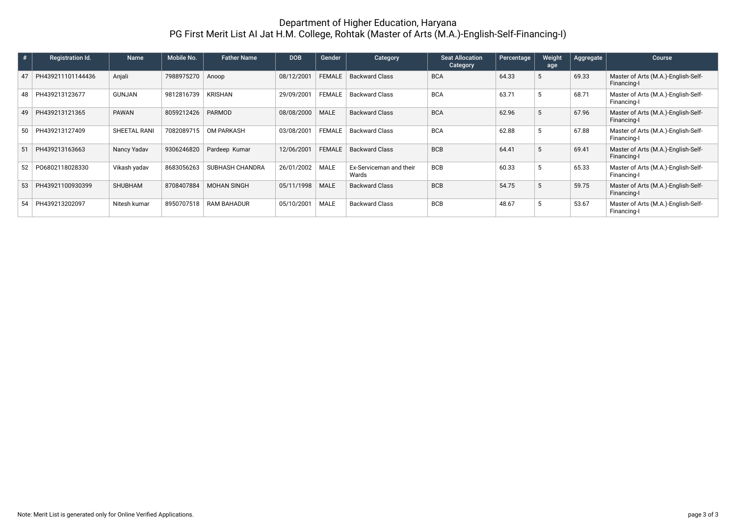# Department of Higher Education, Haryana
## PG First Merit List AI Jat H.M. College, Rohtak (Master of Arts (M.A.)-English-Self-Financing-I)

| # | Registration Id. | Name | Mobile No. | Father Name | DOB | Gender | Category | Seat Allocation Category | Percentage | Weight age | Aggregate | Course |
|---|---|---|---|---|---|---|---|---|---|---|---|---|
| 47 | PH439211101144436 | Anjali | 7988975270 | Anoop | 08/12/2001 | FEMALE | Backward Class | BCA | 64.33 | 5 | 69.33 | Master of Arts (M.A.)-English-Self-Financing-I |
| 48 | PH439213123677 | GUNJAN | 9812816739 | KRISHAN | 29/09/2001 | FEMALE | Backward Class | BCA | 63.71 | 5 | 68.71 | Master of Arts (M.A.)-English-Self-Financing-I |
| 49 | PH439213121365 | PAWAN | 8059212426 | PARMOD | 08/08/2000 | MALE | Backward Class | BCA | 62.96 | 5 | 67.96 | Master of Arts (M.A.)-English-Self-Financing-I |
| 50 | PH439213127409 | SHEETAL RANI | 7082089715 | OM PARKASH | 03/08/2001 | FEMALE | Backward Class | BCA | 62.88 | 5 | 67.88 | Master of Arts (M.A.)-English-Self-Financing-I |
| 51 | PH439213163663 | Nancy Yadav | 9306246820 | Pardeep Kumar | 12/06/2001 | FEMALE | Backward Class | BCB | 64.41 | 5 | 69.41 | Master of Arts (M.A.)-English-Self-Financing-I |
| 52 | PO6802118028330 | Vikash yadav | 8683056263 | SUBHASH CHANDRA | 26/01/2002 | MALE | Ex-Serviceman and their Wards | BCB | 60.33 | 5 | 65.33 | Master of Arts (M.A.)-English-Self-Financing-I |
| 53 | PH43921100930399 | SHUBHAM | 8708407884 | MOHAN SINGH | 05/11/1998 | MALE | Backward Class | BCB | 54.75 | 5 | 59.75 | Master of Arts (M.A.)-English-Self-Financing-I |
| 54 | PH439213202097 | Nitesh kumar | 8950707518 | RAM BAHADUR | 05/10/2001 | MALE | Backward Class | BCB | 48.67 | 5 | 53.67 | Master of Arts (M.A.)-English-Self-Financing-I |

Note: Merit List is generated only for Online Verified Applications.